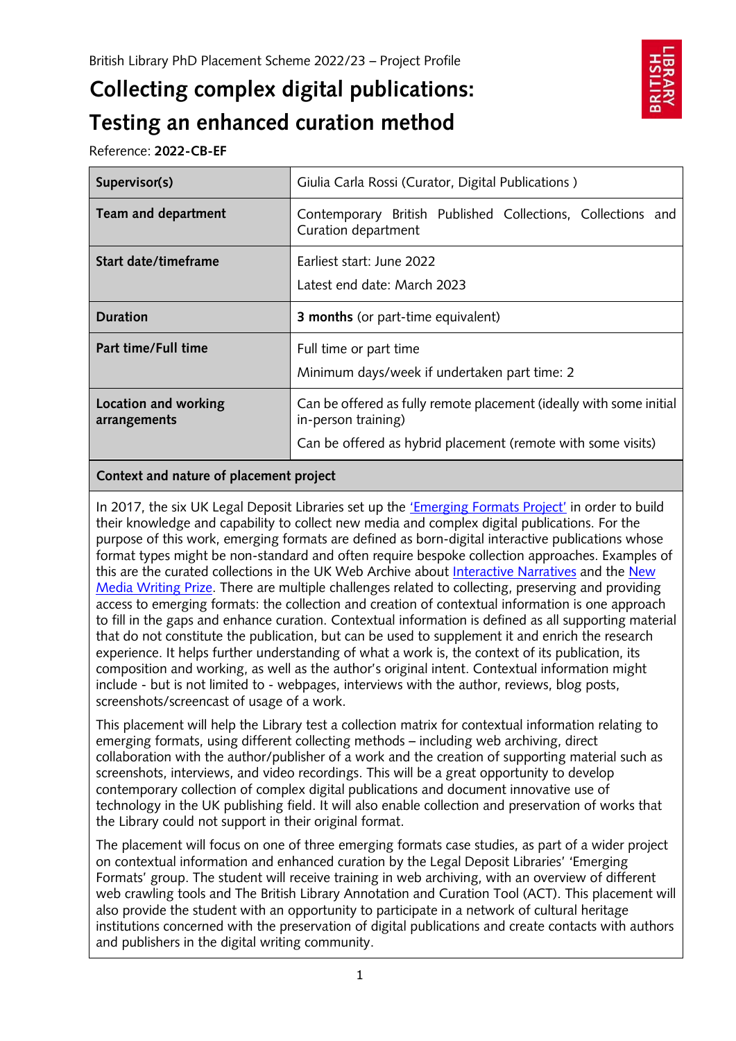British Library PhD Placement Scheme 2022/23 – Project Profile

# Collecting complex digital publications: Testing an enhanced curation method

Reference: **2022-CB-EF**

| | |
|---|---|
| **Supervisor(s)** | Giulia Carla Rossi (Curator, Digital Publications ) |
| **Team and department** | Contemporary British Published Collections, Collections and Curation department |
| **Start date/timeframe** | Earliest start: June 2022<br>Latest end date: March 2023 |
| **Duration** | **3 months** (or part-time equivalent) |
| **Part time/Full time** | Full time or part time<br>Minimum days/week if undertaken part time: 2 |
| **Location and working arrangements** | Can be offered as fully remote placement (ideally with some initial in-person training)<br>Can be offered as hybrid placement (remote with some visits) |

## Context and nature of placement project

In 2017, the six UK Legal Deposit Libraries set up the 'Emerging Formats Project' in order to build their knowledge and capability to collect new media and complex digital publications. For the purpose of this work, emerging formats are defined as born-digital interactive publications whose format types might be non-standard and often require bespoke collection approaches. Examples of this are the curated collections in the UK Web Archive about Interactive Narratives and the New Media Writing Prize. There are multiple challenges related to collecting, preserving and providing access to emerging formats: the collection and creation of contextual information is one approach to fill in the gaps and enhance curation. Contextual information is defined as all supporting material that do not constitute the publication, but can be used to supplement it and enrich the research experience. It helps further understanding of what a work is, the context of its publication, its composition and working, as well as the author's original intent. Contextual information might include - but is not limited to - webpages, interviews with the author, reviews, blog posts, screenshots/screencast of usage of a work.

This placement will help the Library test a collection matrix for contextual information relating to emerging formats, using different collecting methods – including web archiving, direct collaboration with the author/publisher of a work and the creation of supporting material such as screenshots, interviews, and video recordings. This will be a great opportunity to develop contemporary collection of complex digital publications and document innovative use of technology in the UK publishing field. It will also enable collection and preservation of works that the Library could not support in their original format.

The placement will focus on one of three emerging formats case studies, as part of a wider project on contextual information and enhanced curation by the Legal Deposit Libraries' 'Emerging Formats' group. The student will receive training in web archiving, with an overview of different web crawling tools and The British Library Annotation and Curation Tool (ACT). This placement will also provide the student with an opportunity to participate in a network of cultural heritage institutions concerned with the preservation of digital publications and create contacts with authors and publishers in the digital writing community.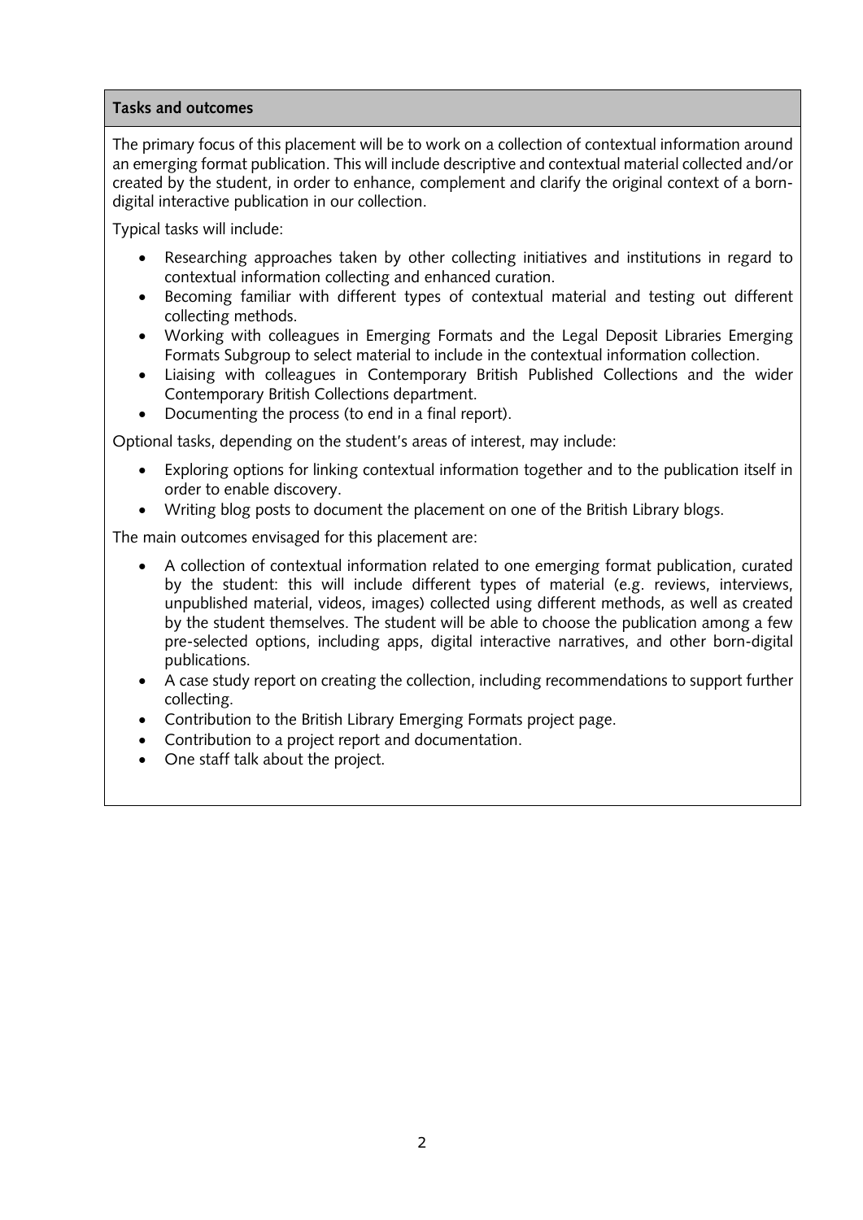**Tasks and outcomes**

The primary focus of this placement will be to work on a collection of contextual information around an emerging format publication. This will include descriptive and contextual material collected and/or created by the student, in order to enhance, complement and clarify the original context of a born-digital interactive publication in our collection.

Typical tasks will include:

- Researching approaches taken by other collecting initiatives and institutions in regard to contextual information collecting and enhanced curation.
- Becoming familiar with different types of contextual material and testing out different collecting methods.
- Working with colleagues in Emerging Formats and the Legal Deposit Libraries Emerging Formats Subgroup to select material to include in the contextual information collection.
- Liaising with colleagues in Contemporary British Published Collections and the wider Contemporary British Collections department.
- Documenting the process (to end in a final report).

Optional tasks, depending on the student's areas of interest, may include:

- Exploring options for linking contextual information together and to the publication itself in order to enable discovery.
- Writing blog posts to document the placement on one of the British Library blogs.

The main outcomes envisaged for this placement are:

- A collection of contextual information related to one emerging format publication, curated by the student: this will include different types of material (e.g. reviews, interviews, unpublished material, videos, images) collected using different methods, as well as created by the student themselves. The student will be able to choose the publication among a few pre-selected options, including apps, digital interactive narratives, and other born-digital publications.
- A case study report on creating the collection, including recommendations to support further collecting.
- Contribution to the British Library Emerging Formats project page.
- Contribution to a project report and documentation.
- One staff talk about the project.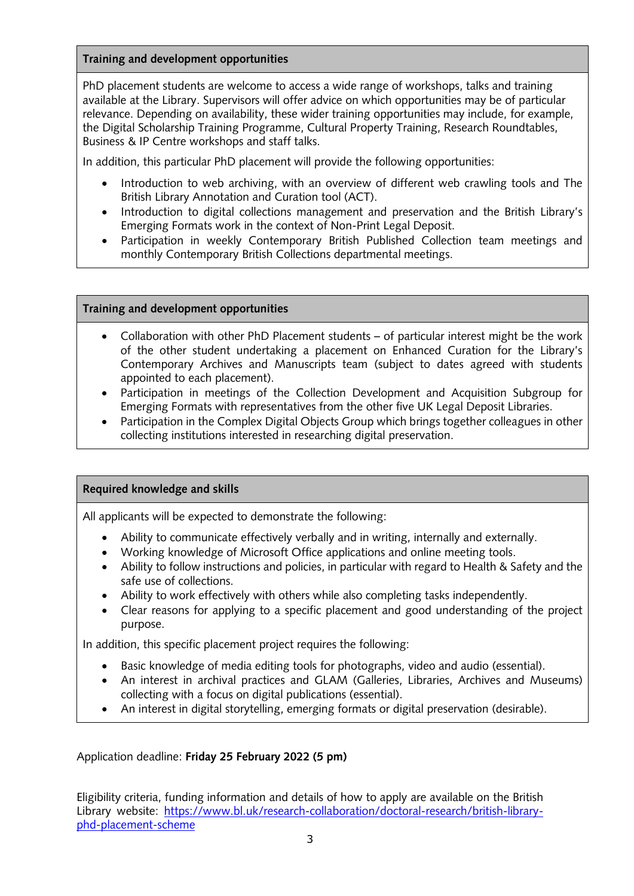**Training and development opportunities**

PhD placement students are welcome to access a wide range of workshops, talks and training available at the Library. Supervisors will offer advice on which opportunities may be of particular relevance. Depending on availability, these wider training opportunities may include, for example, the Digital Scholarship Training Programme, Cultural Property Training, Research Roundtables, Business & IP Centre workshops and staff talks.

In addition, this particular PhD placement will provide the following opportunities:

- Introduction to web archiving, with an overview of different web crawling tools and The British Library Annotation and Curation tool (ACT).
- Introduction to digital collections management and preservation and the British Library's Emerging Formats work in the context of Non-Print Legal Deposit.
- Participation in weekly Contemporary British Published Collection team meetings and monthly Contemporary British Collections departmental meetings.

**Training and development opportunities**

- Collaboration with other PhD Placement students – of particular interest might be the work of the other student undertaking a placement on Enhanced Curation for the Library's Contemporary Archives and Manuscripts team (subject to dates agreed with students appointed to each placement).
- Participation in meetings of the Collection Development and Acquisition Subgroup for Emerging Formats with representatives from the other five UK Legal Deposit Libraries.
- Participation in the Complex Digital Objects Group which brings together colleagues in other collecting institutions interested in researching digital preservation.

**Required knowledge and skills**

All applicants will be expected to demonstrate the following:

- Ability to communicate effectively verbally and in writing, internally and externally.
- Working knowledge of Microsoft Office applications and online meeting tools.
- Ability to follow instructions and policies, in particular with regard to Health & Safety and the safe use of collections.
- Ability to work effectively with others while also completing tasks independently.
- Clear reasons for applying to a specific placement and good understanding of the project purpose.

In addition, this specific placement project requires the following:

- Basic knowledge of media editing tools for photographs, video and audio (essential).
- An interest in archival practices and GLAM (Galleries, Libraries, Archives and Museums) collecting with a focus on digital publications (essential).
- An interest in digital storytelling, emerging formats or digital preservation (desirable).

Application deadline: **Friday 25 February 2022 (5 pm)**

Eligibility criteria, funding information and details of how to apply are available on the British Library website: [https://www.bl.uk/research-collaboration/doctoral-research/british-library-phd-placement-scheme](https://www.bl.uk/research-collaboration/doctoral-research/british-library-phd-placement-scheme)